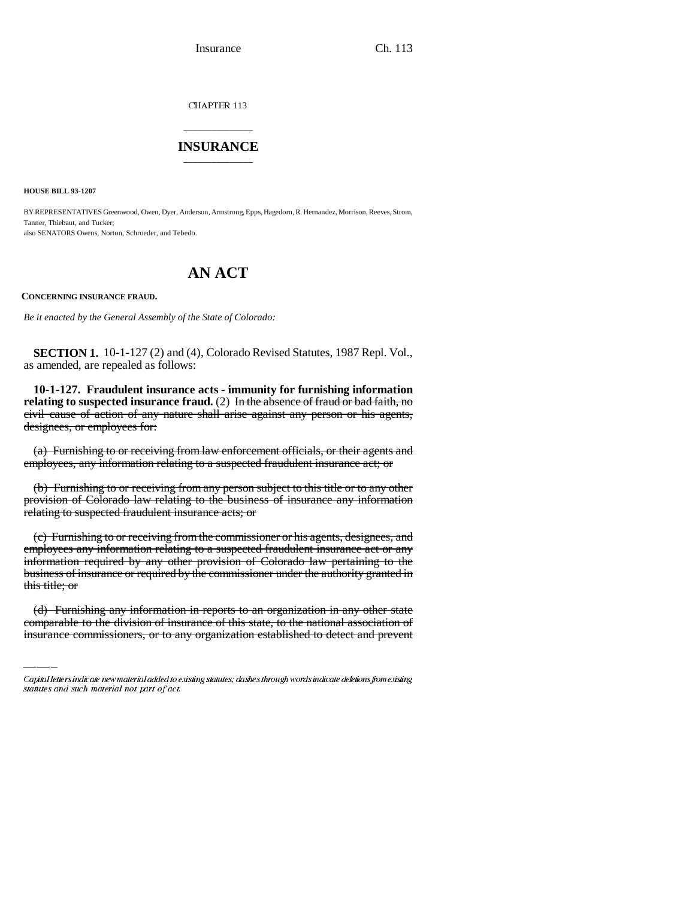CHAPTER 113

## INSURANCE

**HOUSE BILL 93-1207**

BY REPRESENTATIVES Greenwood, Owen, Dyer, Anderson, Armstrong, Epps, Hagedorn, R. Hernandez, Morrison, Reeves, Strom, Tanner, Thiebaut, and Tucker;
also SENATORS Owens, Norton, Schroeder, and Tebedo.

# AN ACT

**CONCERNING INSURANCE FRAUD.**

*Be it enacted by the General Assembly of the State of Colorado:*

**SECTION 1.** 10-1-127 (2) and (4), Colorado Revised Statutes, 1987 Repl. Vol., as amended, are repealed as follows:

**10-1-127. Fraudulent insurance acts - immunity for furnishing information relating to suspected insurance fraud.** (2) ~~In the absence of fraud or bad faith, no civil cause of action of any nature shall arise against any person or his agents, designees, or employees for:~~

~~(a) Furnishing to or receiving from law enforcement officials, or their agents and employees, any information relating to a suspected fraudulent insurance act; or~~

~~(b) Furnishing to or receiving from any person subject to this title or to any other provision of Colorado law relating to the business of insurance any information relating to suspected fraudulent insurance acts; or~~

~~(c) Furnishing to or receiving from the commissioner or his agents, designees, and employees any information relating to a suspected fraudulent insurance act or any information required by any other provision of Colorado law pertaining to the business of insurance or required by the commissioner under the authority granted in this title; or~~

~~(d) Furnishing any information in reports to an organization in any other state comparable to the division of insurance of this state, to the national association of insurance commissioners, or to any organization established to detect and prevent~~

Capital letters indicate new material added to existing statutes; dashes through words indicate deletions from existing statutes and such material not part of act.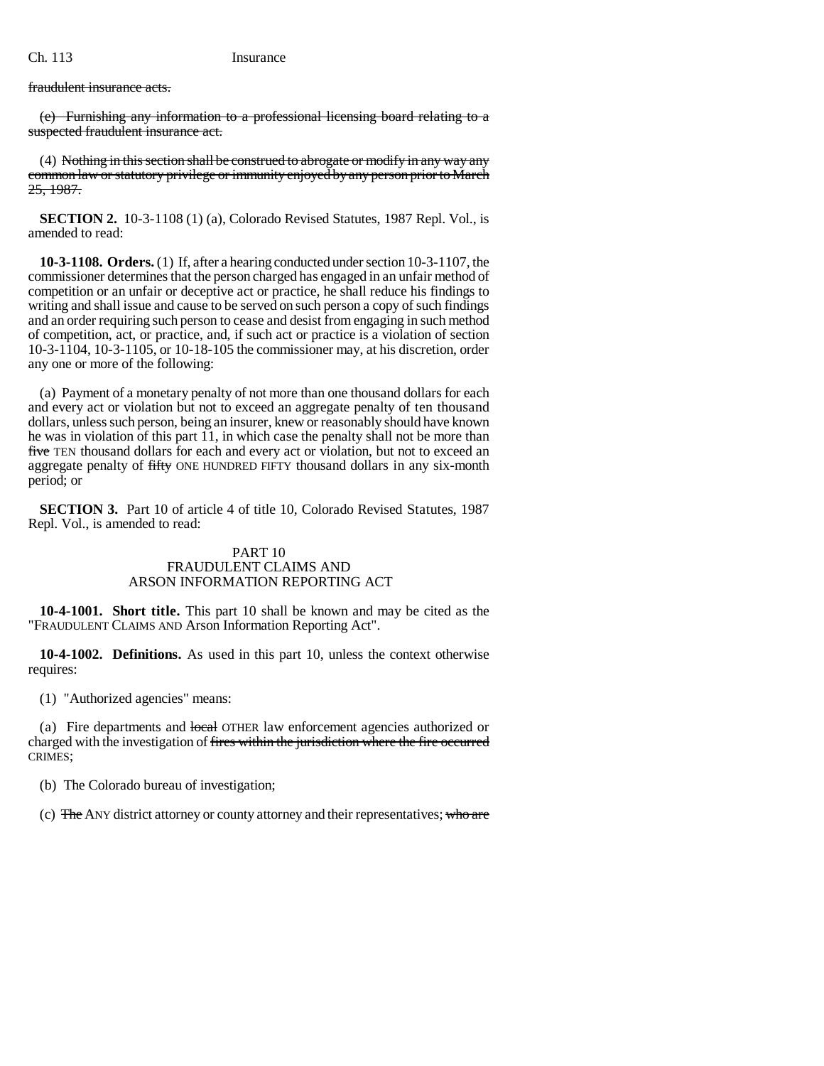fraudulent insurance acts.

(e) Furnishing any information to a professional licensing board relating to a suspected fraudulent insurance act.

(4) Nothing in this section shall be construed to abrogate or modify in any way any common law or statutory privilege or immunity enjoyed by any person prior to March 25, 1987.

**SECTION 2.** 10-3-1108 (1) (a), Colorado Revised Statutes, 1987 Repl. Vol., is amended to read:

**10-3-1108. Orders.** (1) If, after a hearing conducted under section 10-3-1107, the commissioner determines that the person charged has engaged in an unfair method of competition or an unfair or deceptive act or practice, he shall reduce his findings to writing and shall issue and cause to be served on such person a copy of such findings and an order requiring such person to cease and desist from engaging in such method of competition, act, or practice, and, if such act or practice is a violation of section 10-3-1104, 10-3-1105, or 10-18-105 the commissioner may, at his discretion, order any one or more of the following:

(a) Payment of a monetary penalty of not more than one thousand dollars for each and every act or violation but not to exceed an aggregate penalty of ten thousand dollars, unless such person, being an insurer, knew or reasonably should have known he was in violation of this part 11, in which case the penalty shall not be more than five TEN thousand dollars for each and every act or violation, but not to exceed an aggregate penalty of fifty ONE HUNDRED FIFTY thousand dollars in any six-month period; or

**SECTION 3.** Part 10 of article 4 of title 10, Colorado Revised Statutes, 1987 Repl. Vol., is amended to read:

PART 10
FRAUDULENT CLAIMS AND
ARSON INFORMATION REPORTING ACT

**10-4-1001. Short title.** This part 10 shall be known and may be cited as the "FRAUDULENT CLAIMS AND Arson Information Reporting Act".

**10-4-1002. Definitions.** As used in this part 10, unless the context otherwise requires:

(1) "Authorized agencies" means:

(a) Fire departments and local OTHER law enforcement agencies authorized or charged with the investigation of fires within the jurisdiction where the fire occurred CRIMES;

(b) The Colorado bureau of investigation;

(c) The ANY district attorney or county attorney and their representatives; who are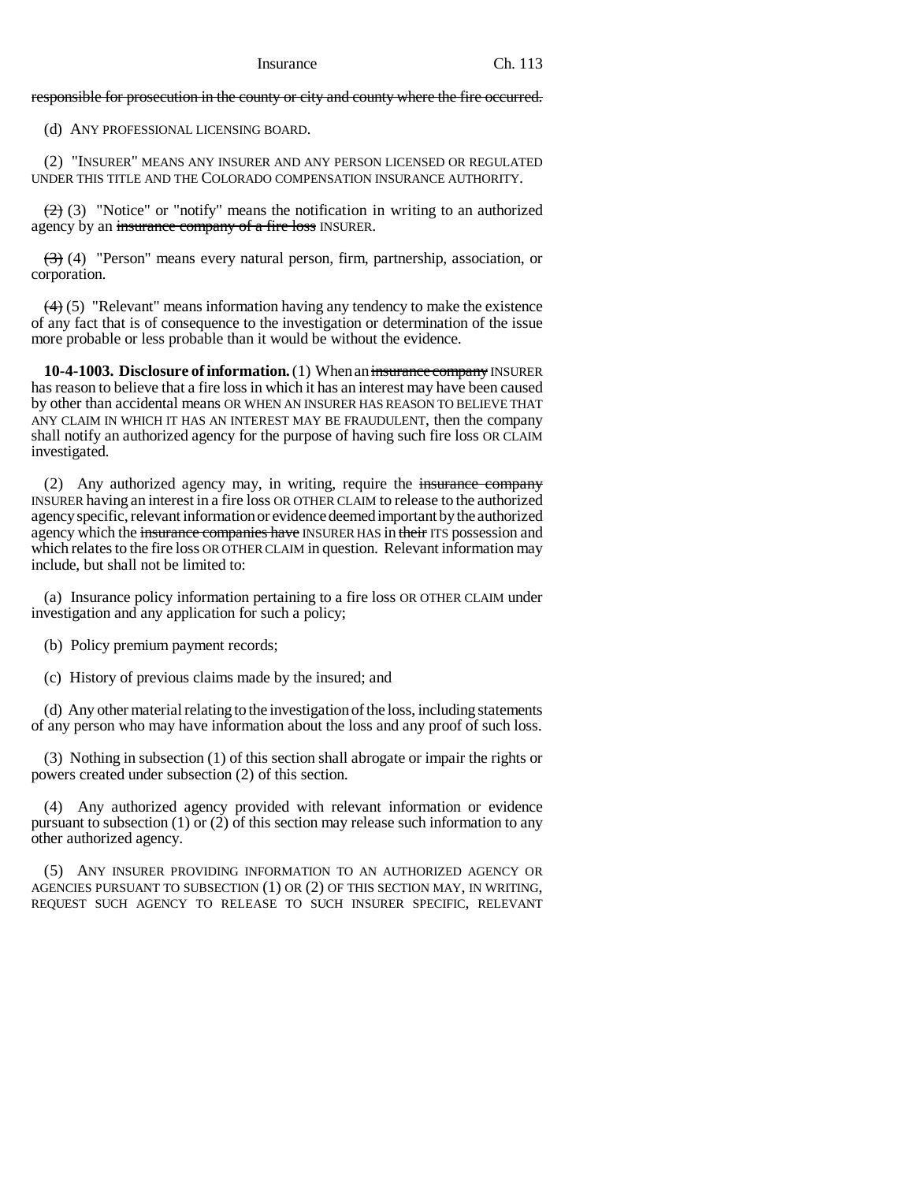~~responsible for prosecution in the county or city and county where the fire occurred.~~

(d) ANY PROFESSIONAL LICENSING BOARD.

(2) "INSURER" MEANS ANY INSURER AND ANY PERSON LICENSED OR REGULATED UNDER THIS TITLE AND THE COLORADO COMPENSATION INSURANCE AUTHORITY.

~~(2)~~ (3) "Notice" or "notify" means the notification in writing to an authorized agency by an ~~insurance company of a fire loss~~ INSURER.

~~(3)~~ (4) "Person" means every natural person, firm, partnership, association, or corporation.

~~(4)~~ (5) "Relevant" means information having any tendency to make the existence of any fact that is of consequence to the investigation or determination of the issue more probable or less probable than it would be without the evidence.

**10-4-1003. Disclosure of information.** (1) When an ~~insurance company~~ INSURER has reason to believe that a fire loss in which it has an interest may have been caused by other than accidental means OR WHEN AN INSURER HAS REASON TO BELIEVE THAT ANY CLAIM IN WHICH IT HAS AN INTEREST MAY BE FRAUDULENT, then the company shall notify an authorized agency for the purpose of having such fire loss OR CLAIM investigated.

(2) Any authorized agency may, in writing, require the ~~insurance company~~ INSURER having an interest in a fire loss OR OTHER CLAIM to release to the authorized agency specific, relevant information or evidence deemed important by the authorized agency which the ~~insurance companies have~~ INSURER HAS in ~~their~~ ITS possession and which relates to the fire loss OR OTHER CLAIM in question. Relevant information may include, but shall not be limited to:

(a) Insurance policy information pertaining to a fire loss OR OTHER CLAIM under investigation and any application for such a policy;

(b) Policy premium payment records;

(c) History of previous claims made by the insured; and

(d) Any other material relating to the investigation of the loss, including statements of any person who may have information about the loss and any proof of such loss.

(3) Nothing in subsection (1) of this section shall abrogate or impair the rights or powers created under subsection (2) of this section.

(4) Any authorized agency provided with relevant information or evidence pursuant to subsection (1) or (2) of this section may release such information to any other authorized agency.

(5) ANY INSURER PROVIDING INFORMATION TO AN AUTHORIZED AGENCY OR AGENCIES PURSUANT TO SUBSECTION (1) OR (2) OF THIS SECTION MAY, IN WRITING, REQUEST SUCH AGENCY TO RELEASE TO SUCH INSURER SPECIFIC, RELEVANT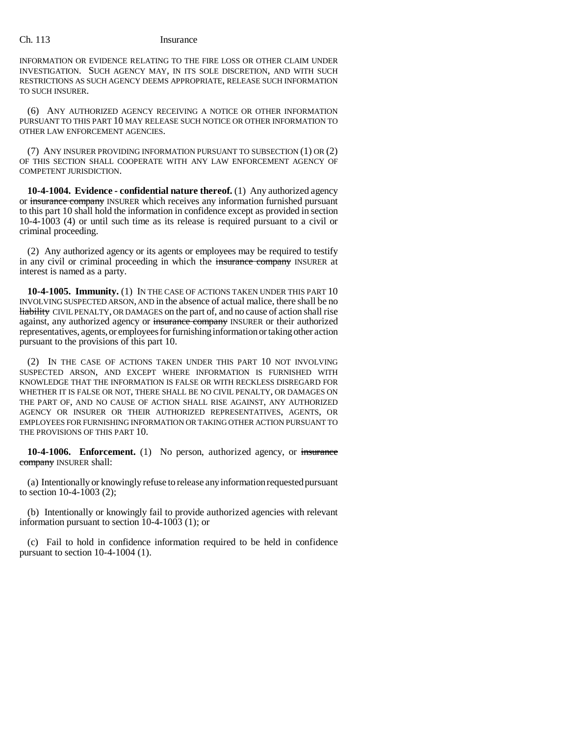INFORMATION OR EVIDENCE RELATING TO THE FIRE LOSS OR OTHER CLAIM UNDER INVESTIGATION. SUCH AGENCY MAY, IN ITS SOLE DISCRETION, AND WITH SUCH RESTRICTIONS AS SUCH AGENCY DEEMS APPROPRIATE, RELEASE SUCH INFORMATION TO SUCH INSURER.

(6) ANY AUTHORIZED AGENCY RECEIVING A NOTICE OR OTHER INFORMATION PURSUANT TO THIS PART 10 MAY RELEASE SUCH NOTICE OR OTHER INFORMATION TO OTHER LAW ENFORCEMENT AGENCIES.

(7) ANY INSURER PROVIDING INFORMATION PURSUANT TO SUBSECTION (1) OR (2) OF THIS SECTION SHALL COOPERATE WITH ANY LAW ENFORCEMENT AGENCY OF COMPETENT JURISDICTION.

**10-4-1004. Evidence - confidential nature thereof.** (1) Any authorized agency or ~~insurance company~~ INSURER which receives any information furnished pursuant to this part 10 shall hold the information in confidence except as provided in section 10-4-1003 (4) or until such time as its release is required pursuant to a civil or criminal proceeding.

(2) Any authorized agency or its agents or employees may be required to testify in any civil or criminal proceeding in which the ~~insurance company~~ INSURER at interest is named as a party.

**10-4-1005. Immunity.** (1) IN THE CASE OF ACTIONS TAKEN UNDER THIS PART 10 INVOLVING SUSPECTED ARSON, AND in the absence of actual malice, there shall be no ~~liability~~ CIVIL PENALTY, OR DAMAGES on the part of, and no cause of action shall rise against, any authorized agency or ~~insurance company~~ INSURER or their authorized representatives, agents, or employees for furnishing information or taking other action pursuant to the provisions of this part 10.

(2) IN THE CASE OF ACTIONS TAKEN UNDER THIS PART 10 NOT INVOLVING SUSPECTED ARSON, AND EXCEPT WHERE INFORMATION IS FURNISHED WITH KNOWLEDGE THAT THE INFORMATION IS FALSE OR WITH RECKLESS DISREGARD FOR WHETHER IT IS FALSE OR NOT, THERE SHALL BE NO CIVIL PENALTY, OR DAMAGES ON THE PART OF, AND NO CAUSE OF ACTION SHALL RISE AGAINST, ANY AUTHORIZED AGENCY OR INSURER OR THEIR AUTHORIZED REPRESENTATIVES, AGENTS, OR EMPLOYEES FOR FURNISHING INFORMATION OR TAKING OTHER ACTION PURSUANT TO THE PROVISIONS OF THIS PART 10.

**10-4-1006. Enforcement.** (1) No person, authorized agency, or ~~insurance company~~ INSURER shall:

(a) Intentionally or knowingly refuse to release any information requested pursuant to section 10-4-1003 (2);

(b) Intentionally or knowingly fail to provide authorized agencies with relevant information pursuant to section 10-4-1003 (1); or

(c) Fail to hold in confidence information required to be held in confidence pursuant to section 10-4-1004 (1).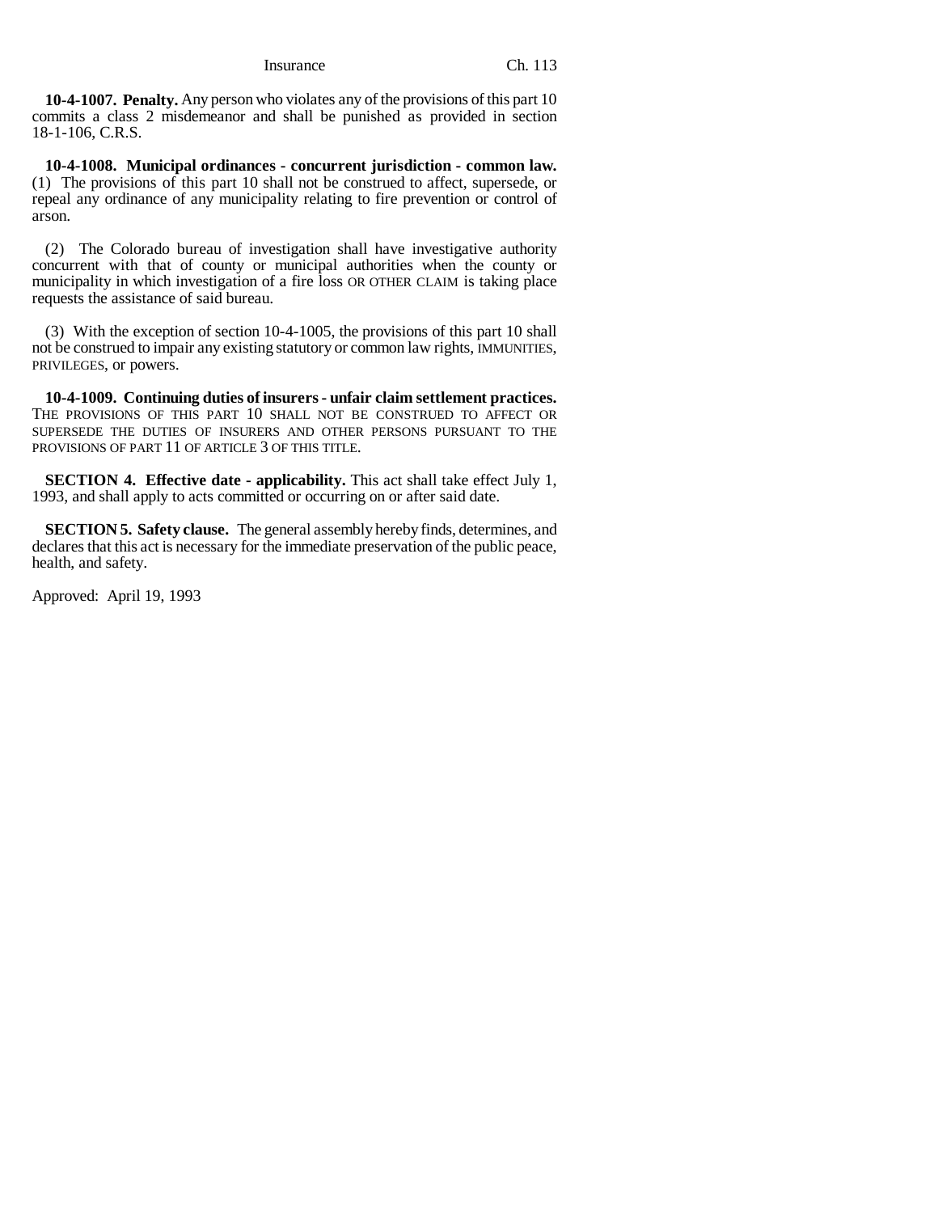**10-4-1007. Penalty.** Any person who violates any of the provisions of this part 10 commits a class 2 misdemeanor and shall be punished as provided in section 18-1-106, C.R.S.

**10-4-1008. Municipal ordinances - concurrent jurisdiction - common law.** (1) The provisions of this part 10 shall not be construed to affect, supersede, or repeal any ordinance of any municipality relating to fire prevention or control of arson.

(2) The Colorado bureau of investigation shall have investigative authority concurrent with that of county or municipal authorities when the county or municipality in which investigation of a fire loss OR OTHER CLAIM is taking place requests the assistance of said bureau.

(3) With the exception of section 10-4-1005, the provisions of this part 10 shall not be construed to impair any existing statutory or common law rights, IMMUNITIES, PRIVILEGES, or powers.

**10-4-1009. Continuing duties of insurers - unfair claim settlement practices.** THE PROVISIONS OF THIS PART 10 SHALL NOT BE CONSTRUED TO AFFECT OR SUPERSEDE THE DUTIES OF INSURERS AND OTHER PERSONS PURSUANT TO THE PROVISIONS OF PART 11 OF ARTICLE 3 OF THIS TITLE.

**SECTION 4. Effective date - applicability.** This act shall take effect July 1, 1993, and shall apply to acts committed or occurring on or after said date.

**SECTION 5. Safety clause.** The general assembly hereby finds, determines, and declares that this act is necessary for the immediate preservation of the public peace, health, and safety.

Approved: April 19, 1993